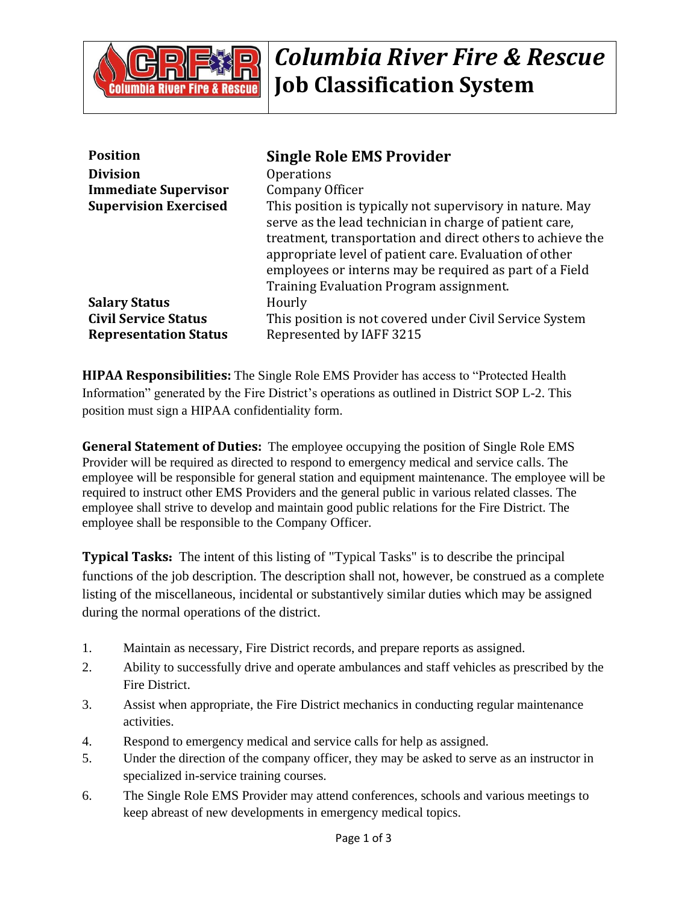# *Columbia River Fire & Rescue*
# Job Classification System

| | |
|---|---|
| **Position** | **Single Role EMS Provider** |
| **Division** | Operations |
| **Immediate Supervisor** | Company Officer |
| **Supervision Exercised** | This position is typically not supervisory in nature. May serve as the lead technician in charge of patient care, treatment, transportation and direct others to achieve the appropriate level of patient care. Evaluation of other employees or interns may be required as part of a Field Training Evaluation Program assignment. |
| **Salary Status** | Hourly |
| **Civil Service Status** | This position is not covered under Civil Service System |
| **Representation Status** | Represented by IAFF 3215 |

**HIPAA Responsibilities:** The Single Role EMS Provider has access to "Protected Health Information" generated by the Fire District's operations as outlined in District SOP L-2. This position must sign a HIPAA confidentiality form.

**General Statement of Duties:** The employee occupying the position of Single Role EMS Provider will be required as directed to respond to emergency medical and service calls. The employee will be responsible for general station and equipment maintenance. The employee will be required to instruct other EMS Providers and the general public in various related classes. The employee shall strive to develop and maintain good public relations for the Fire District. The employee shall be responsible to the Company Officer.

**Typical Tasks:** The intent of this listing of "Typical Tasks" is to describe the principal functions of the job description. The description shall not, however, be construed as a complete listing of the miscellaneous, incidental or substantively similar duties which may be assigned during the normal operations of the district.

1. Maintain as necessary, Fire District records, and prepare reports as assigned.
2. Ability to successfully drive and operate ambulances and staff vehicles as prescribed by the Fire District.
3. Assist when appropriate, the Fire District mechanics in conducting regular maintenance activities.
4. Respond to emergency medical and service calls for help as assigned.
5. Under the direction of the company officer, they may be asked to serve as an instructor in specialized in-service training courses.
6. The Single Role EMS Provider may attend conferences, schools and various meetings to keep abreast of new developments in emergency medical topics.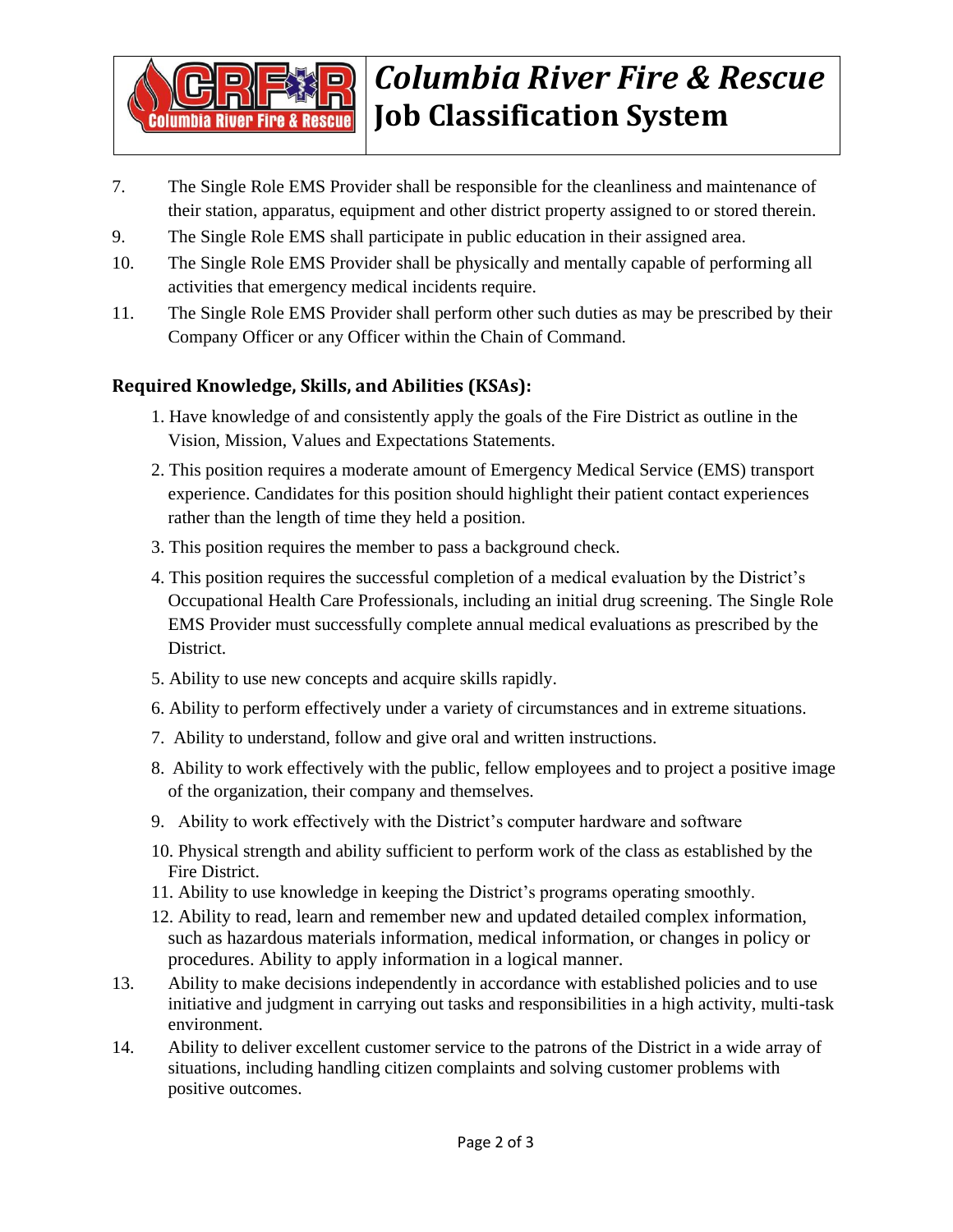7. The Single Role EMS Provider shall be responsible for the cleanliness and maintenance of their station, apparatus, equipment and other district property assigned to or stored therein.
9. The Single Role EMS shall participate in public education in their assigned area.
10. The Single Role EMS Provider shall be physically and mentally capable of performing all activities that emergency medical incidents require.
11. The Single Role EMS Provider shall perform other such duties as may be prescribed by their Company Officer or any Officer within the Chain of Command.

### Required Knowledge, Skills, and Abilities (KSAs):

1. Have knowledge of and consistently apply the goals of the Fire District as outline in the Vision, Mission, Values and Expectations Statements.
2. This position requires a moderate amount of Emergency Medical Service (EMS) transport experience. Candidates for this position should highlight their patient contact experiences rather than the length of time they held a position.
3. This position requires the member to pass a background check.
4. This position requires the successful completion of a medical evaluation by the District's Occupational Health Care Professionals, including an initial drug screening. The Single Role EMS Provider must successfully complete annual medical evaluations as prescribed by the District.
5. Ability to use new concepts and acquire skills rapidly.
6. Ability to perform effectively under a variety of circumstances and in extreme situations.
7. Ability to understand, follow and give oral and written instructions.
8. Ability to work effectively with the public, fellow employees and to project a positive image of the organization, their company and themselves.
9. Ability to work effectively with the District's computer hardware and software
10. Physical strength and ability sufficient to perform work of the class as established by the Fire District.
11. Ability to use knowledge in keeping the District's programs operating smoothly.
12. Ability to read, learn and remember new and updated detailed complex information, such as hazardous materials information, medical information, or changes in policy or procedures. Ability to apply information in a logical manner.
13. Ability to make decisions independently in accordance with established policies and to use initiative and judgment in carrying out tasks and responsibilities in a high activity, multi-task environment.
14. Ability to deliver excellent customer service to the patrons of the District in a wide array of situations, including handling citizen complaints and solving customer problems with positive outcomes.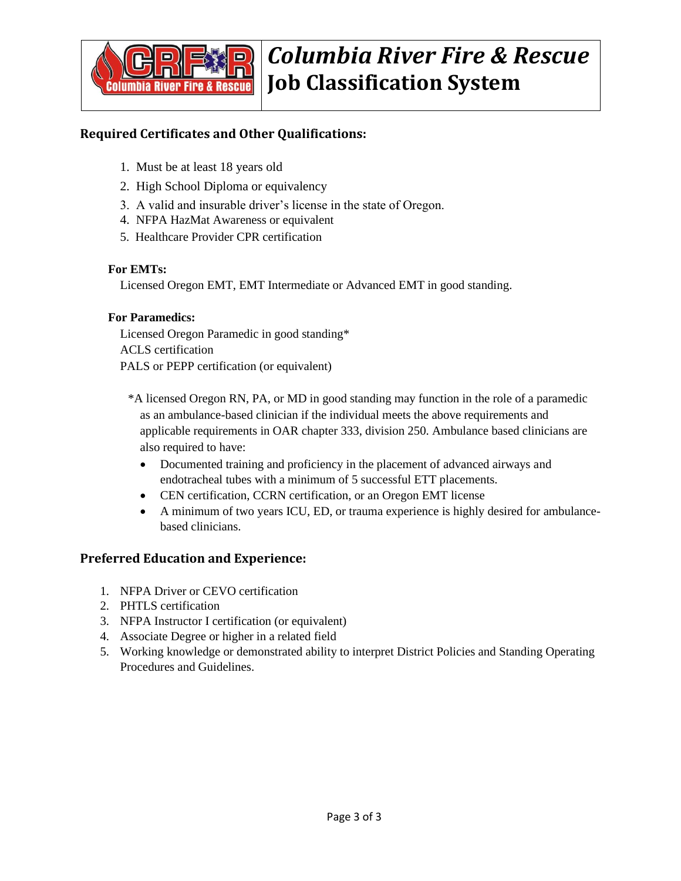## Required Certificates and Other Qualifications:

1. Must be at least 18 years old
2. High School Diploma or equivalency
3. A valid and insurable driver's license in the state of Oregon.
4. NFPA HazMat Awareness or equivalent
5. Healthcare Provider CPR certification

**For EMTs:**

Licensed Oregon EMT, EMT Intermediate or Advanced EMT in good standing.

**For Paramedics:**

Licensed Oregon Paramedic in good standing*
ACLS certification
PALS or PEPP certification (or equivalent)

*A licensed Oregon RN, PA, or MD in good standing may function in the role of a paramedic as an ambulance-based clinician if the individual meets the above requirements and applicable requirements in OAR chapter 333, division 250. Ambulance based clinicians are also required to have:

- Documented training and proficiency in the placement of advanced airways and endotracheal tubes with a minimum of 5 successful ETT placements.
- CEN certification, CCRN certification, or an Oregon EMT license
- A minimum of two years ICU, ED, or trauma experience is highly desired for ambulance-based clinicians.

## Preferred Education and Experience:

1. NFPA Driver or CEVO certification
2. PHTLS certification
3. NFPA Instructor I certification (or equivalent)
4. Associate Degree or higher in a related field
5. Working knowledge or demonstrated ability to interpret District Policies and Standing Operating Procedures and Guidelines.